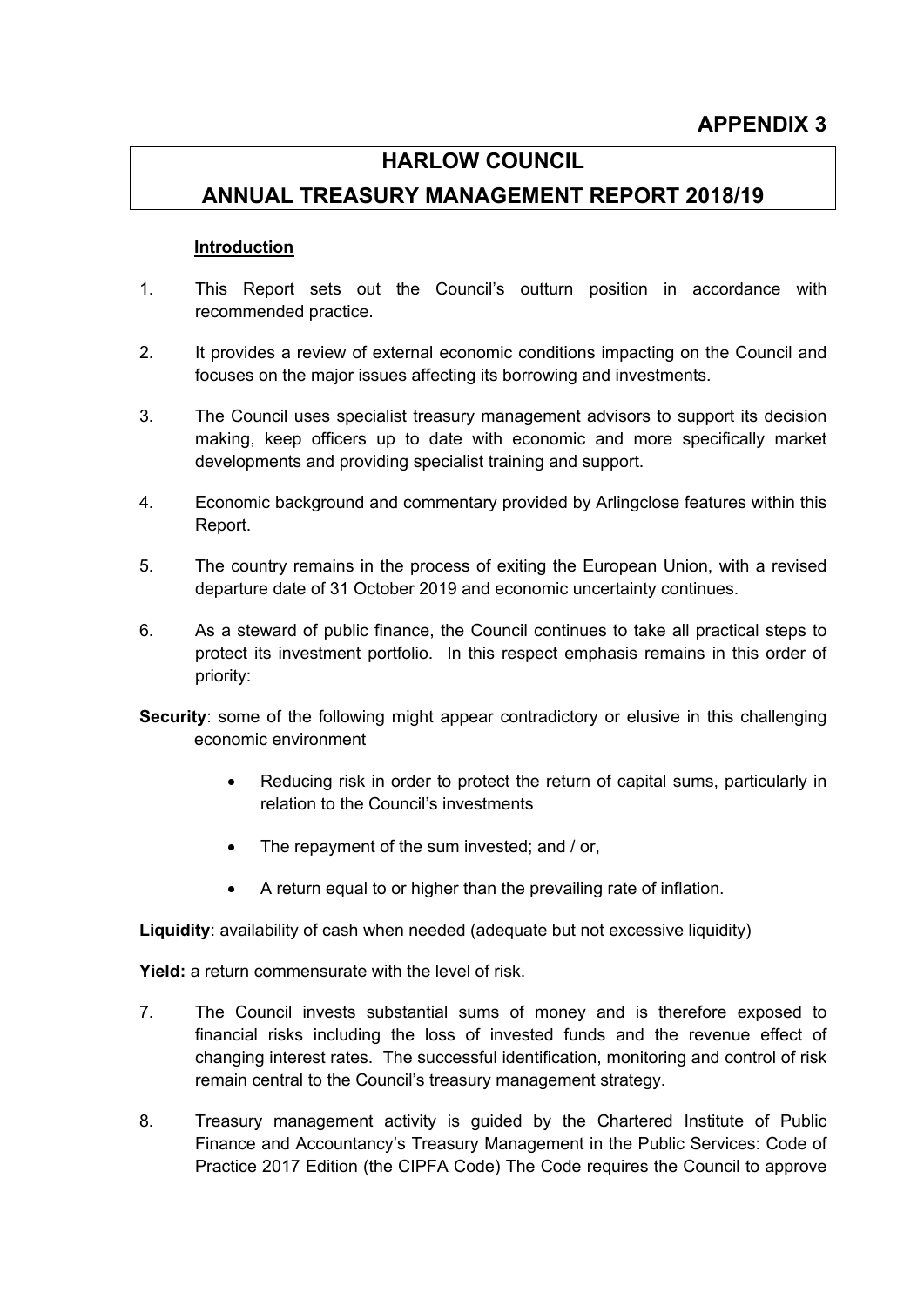**APPENDIX 3**

# HARLOW COUNCIL

# ANNUAL TREASURY MANAGEMENT REPORT 2018/19

## Introduction

1. This Report sets out the Council's outturn position in accordance with recommended practice.

2. It provides a review of external economic conditions impacting on the Council and focuses on the major issues affecting its borrowing and investments.

3. The Council uses specialist treasury management advisors to support its decision making, keep officers up to date with economic and more specifically market developments and providing specialist training and support.

4. Economic background and commentary provided by Arlingclose features within this Report.

5. The country remains in the process of exiting the European Union, with a revised departure date of 31 October 2019 and economic uncertainty continues.

6. As a steward of public finance, the Council continues to take all practical steps to protect its investment portfolio. In this respect emphasis remains in this order of priority:

**Security**: some of the following might appear contradictory or elusive in this challenging economic environment

- Reducing risk in order to protect the return of capital sums, particularly in relation to the Council's investments
- The repayment of the sum invested; and / or,
- A return equal to or higher than the prevailing rate of inflation.

**Liquidity**: availability of cash when needed (adequate but not excessive liquidity)

**Yield:** a return commensurate with the level of risk.

7. The Council invests substantial sums of money and is therefore exposed to financial risks including the loss of invested funds and the revenue effect of changing interest rates. The successful identification, monitoring and control of risk remain central to the Council's treasury management strategy.

8. Treasury management activity is guided by the Chartered Institute of Public Finance and Accountancy's Treasury Management in the Public Services: Code of Practice 2017 Edition (the CIPFA Code) The Code requires the Council to approve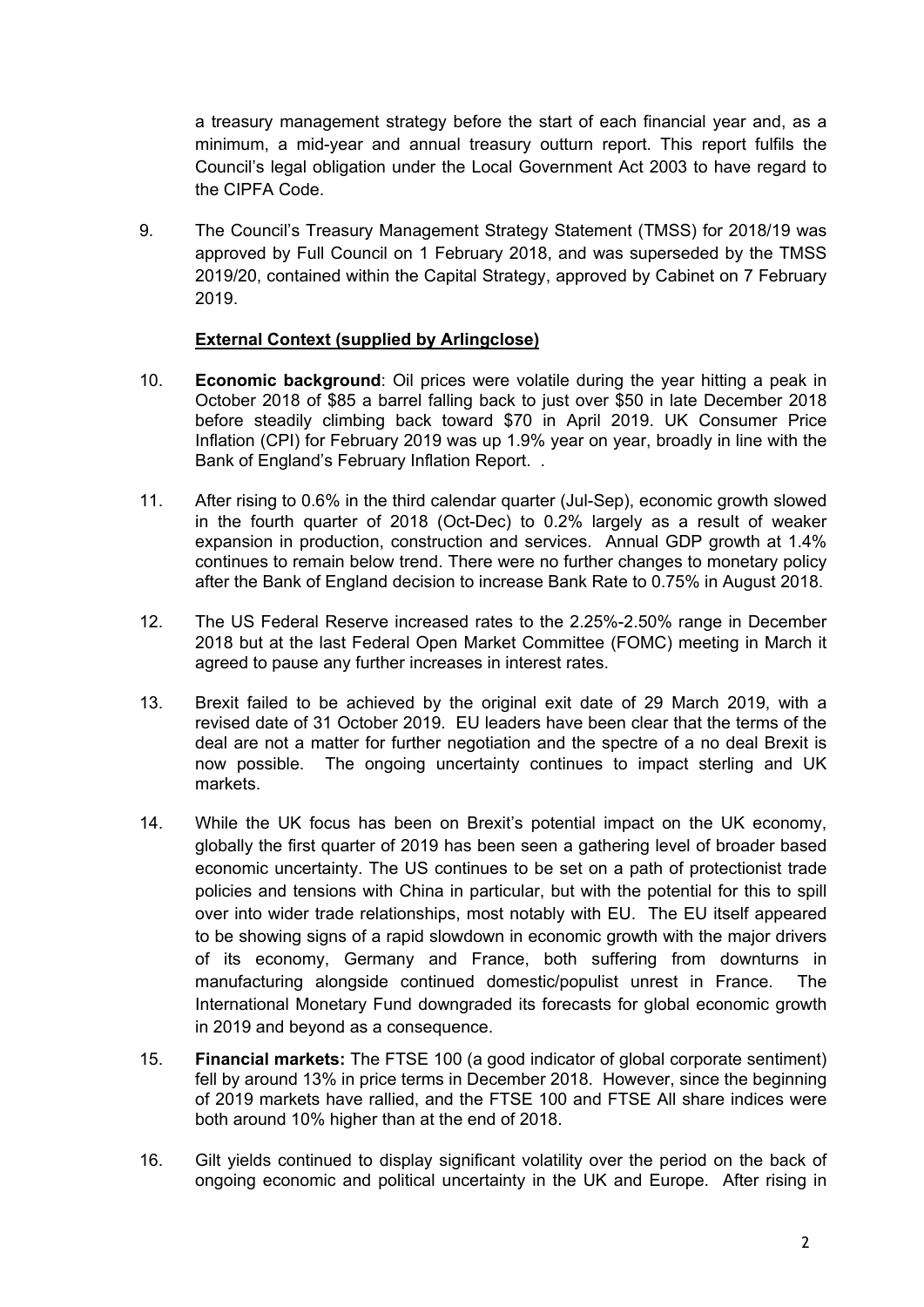a treasury management strategy before the start of each financial year and, as a minimum, a mid-year and annual treasury outturn report. This report fulfils the Council's legal obligation under the Local Government Act 2003 to have regard to the CIPFA Code.

9. The Council's Treasury Management Strategy Statement (TMSS) for 2018/19 was approved by Full Council on 1 February 2018, and was superseded by the TMSS 2019/20, contained within the Capital Strategy, approved by Cabinet on 7 February 2019.

**External Context (supplied by Arlingclose)**

10. **Economic background**: Oil prices were volatile during the year hitting a peak in October 2018 of $85 a barrel falling back to just over $50 in late December 2018 before steadily climbing back toward $70 in April 2019. UK Consumer Price Inflation (CPI) for February 2019 was up 1.9% year on year, broadly in line with the Bank of England's February Inflation Report. .

11. After rising to 0.6% in the third calendar quarter (Jul-Sep), economic growth slowed in the fourth quarter of 2018 (Oct-Dec) to 0.2% largely as a result of weaker expansion in production, construction and services. Annual GDP growth at 1.4% continues to remain below trend. There were no further changes to monetary policy after the Bank of England decision to increase Bank Rate to 0.75% in August 2018.

12. The US Federal Reserve increased rates to the 2.25%-2.50% range in December 2018 but at the last Federal Open Market Committee (FOMC) meeting in March it agreed to pause any further increases in interest rates.

13. Brexit failed to be achieved by the original exit date of 29 March 2019, with a revised date of 31 October 2019. EU leaders have been clear that the terms of the deal are not a matter for further negotiation and the spectre of a no deal Brexit is now possible. The ongoing uncertainty continues to impact sterling and UK markets.

14. While the UK focus has been on Brexit's potential impact on the UK economy, globally the first quarter of 2019 has been seen a gathering level of broader based economic uncertainty. The US continues to be set on a path of protectionist trade policies and tensions with China in particular, but with the potential for this to spill over into wider trade relationships, most notably with EU. The EU itself appeared to be showing signs of a rapid slowdown in economic growth with the major drivers of its economy, Germany and France, both suffering from downturns in manufacturing alongside continued domestic/populist unrest in France. The International Monetary Fund downgraded its forecasts for global economic growth in 2019 and beyond as a consequence.

15. **Financial markets:** The FTSE 100 (a good indicator of global corporate sentiment) fell by around 13% in price terms in December 2018. However, since the beginning of 2019 markets have rallied, and the FTSE 100 and FTSE All share indices were both around 10% higher than at the end of 2018.

16. Gilt yields continued to display significant volatility over the period on the back of ongoing economic and political uncertainty in the UK and Europe. After rising in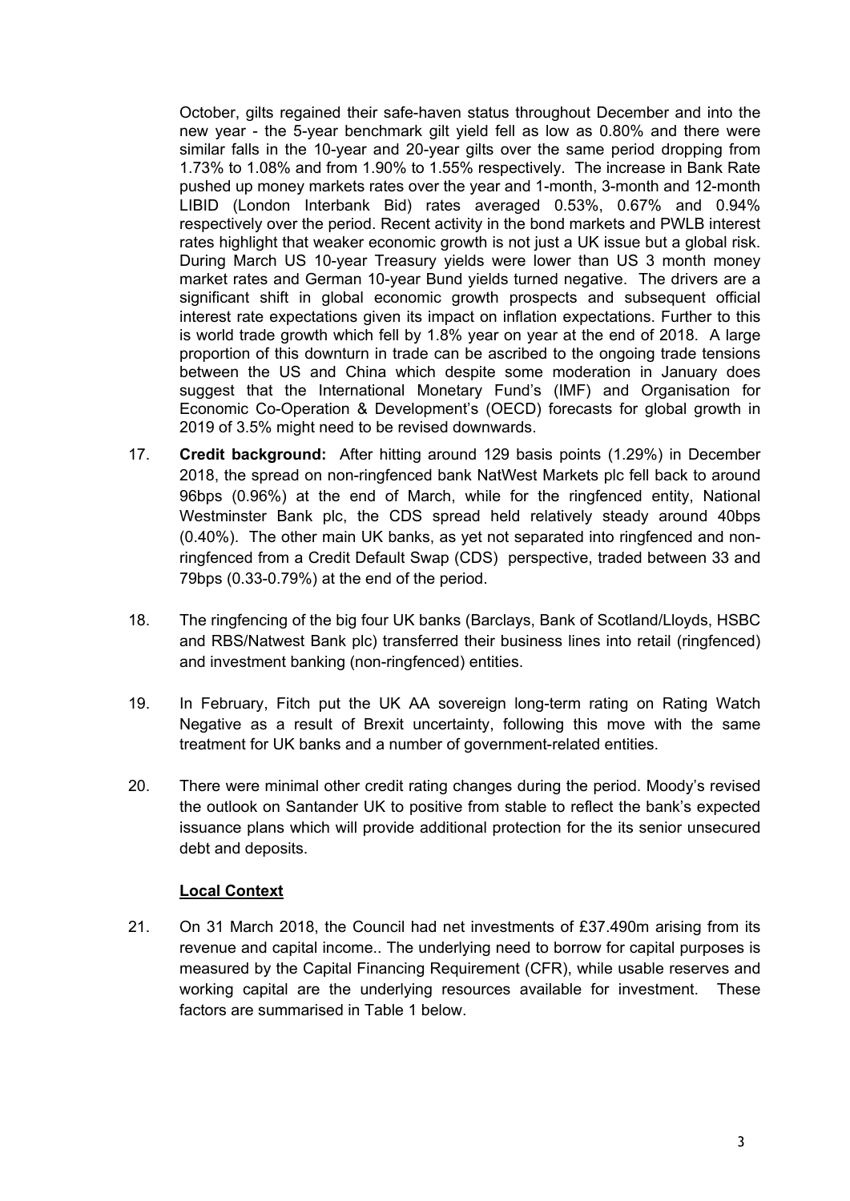October, gilts regained their safe-haven status throughout December and into the new year - the 5-year benchmark gilt yield fell as low as 0.80% and there were similar falls in the 10-year and 20-year gilts over the same period dropping from 1.73% to 1.08% and from 1.90% to 1.55% respectively. The increase in Bank Rate pushed up money markets rates over the year and 1-month, 3-month and 12-month LIBID (London Interbank Bid) rates averaged 0.53%, 0.67% and 0.94% respectively over the period. Recent activity in the bond markets and PWLB interest rates highlight that weaker economic growth is not just a UK issue but a global risk. During March US 10-year Treasury yields were lower than US 3 month money market rates and German 10-year Bund yields turned negative. The drivers are a significant shift in global economic growth prospects and subsequent official interest rate expectations given its impact on inflation expectations. Further to this is world trade growth which fell by 1.8% year on year at the end of 2018. A large proportion of this downturn in trade can be ascribed to the ongoing trade tensions between the US and China which despite some moderation in January does suggest that the International Monetary Fund's (IMF) and Organisation for Economic Co-Operation & Development's (OECD) forecasts for global growth in 2019 of 3.5% might need to be revised downwards.

17. **Credit background:** After hitting around 129 basis points (1.29%) in December 2018, the spread on non-ringfenced bank NatWest Markets plc fell back to around 96bps (0.96%) at the end of March, while for the ringfenced entity, National Westminster Bank plc, the CDS spread held relatively steady around 40bps (0.40%). The other main UK banks, as yet not separated into ringfenced and non-ringfenced from a Credit Default Swap (CDS) perspective, traded between 33 and 79bps (0.33-0.79%) at the end of the period.

18. The ringfencing of the big four UK banks (Barclays, Bank of Scotland/Lloyds, HSBC and RBS/Natwest Bank plc) transferred their business lines into retail (ringfenced) and investment banking (non-ringfenced) entities.

19. In February, Fitch put the UK AA sovereign long-term rating on Rating Watch Negative as a result of Brexit uncertainty, following this move with the same treatment for UK banks and a number of government-related entities.

20. There were minimal other credit rating changes during the period. Moody's revised the outlook on Santander UK to positive from stable to reflect the bank's expected issuance plans which will provide additional protection for the its senior unsecured debt and deposits.

## Local Context

21. On 31 March 2018, the Council had net investments of £37.490m arising from its revenue and capital income.. The underlying need to borrow for capital purposes is measured by the Capital Financing Requirement (CFR), while usable reserves and working capital are the underlying resources available for investment. These factors are summarised in Table 1 below.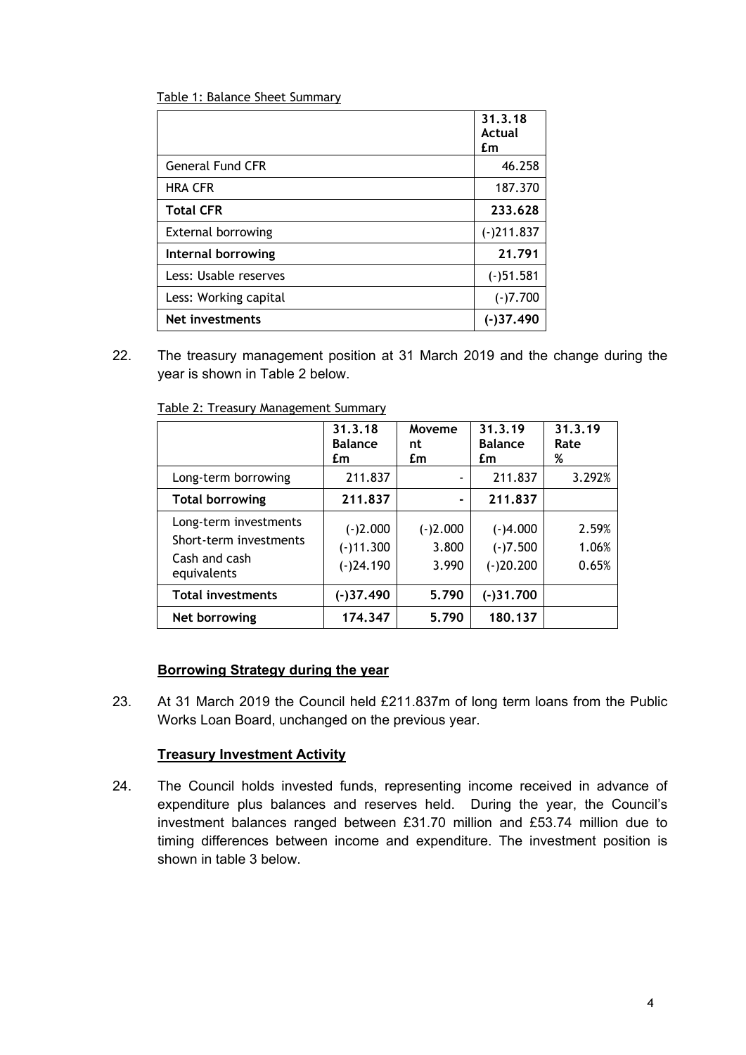Table 1: Balance Sheet Summary

| | 31.3.18 Actual £m |
|---|---|
| General Fund CFR | 46.258 |
| HRA CFR | 187.370 |
| **Total CFR** | **233.628** |
| External borrowing | (-)211.837 |
| **Internal borrowing** | **21.791** |
| Less: Usable reserves | (-)51.581 |
| Less: Working capital | (-)7.700 |
| **Net investments** | **(-)37.490** |

22. The treasury management position at 31 March 2019 and the change during the year is shown in Table 2 below.

Table 2: Treasury Management Summary

| | 31.3.18 Balance £m | Movement £m | 31.3.19 Balance £m | 31.3.19 Rate % |
|---|---|---|---|---|
| Long-term borrowing | 211.837 | - | 211.837 | 3.292% |
| **Total borrowing** | **211.837** | **-** | **211.837** | |
| Long-term investments | (-)2.000 | (-)2.000 | (-)4.000 | 2.59% |
| Short-term investments | (-)11.300 | 3.800 | (-)7.500 | 1.06% |
| Cash and cash equivalents | (-)24.190 | 3.990 | (-)20.200 | 0.65% |
| **Total investments** | **(-)37.490** | **5.790** | **(-)31.700** | |
| **Net borrowing** | **174.347** | **5.790** | **180.137** | |

## Borrowing Strategy during the year

23. At 31 March 2019 the Council held £211.837m of long term loans from the Public Works Loan Board, unchanged on the previous year.

## Treasury Investment Activity

24. The Council holds invested funds, representing income received in advance of expenditure plus balances and reserves held. During the year, the Council's investment balances ranged between £31.70 million and £53.74 million due to timing differences between income and expenditure. The investment position is shown in table 3 below.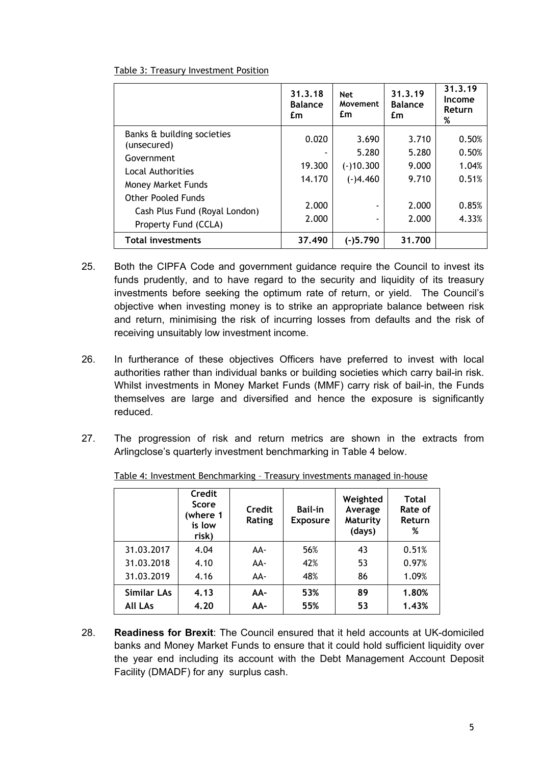Table 3: Treasury Investment Position

| | 31.3.18 Balance £m | Net Movement £m | 31.3.19 Balance £m | 31.3.19 Income Return % |
|---|---|---|---|---|
| Banks & building societies (unsecured) | 0.020 | 3.690 | 3.710 | 0.50% |
| Government | - | 5.280 | 5.280 | 0.50% |
| Local Authorities | 19.300 | (-)10.300 | 9.000 | 1.04% |
| Money Market Funds | 14.170 | (-)4.460 | 9.710 | 0.51% |
| Other Pooled Funds | | | | |
| Cash Plus Fund (Royal London) | 2.000 | - | 2.000 | 0.85% |
| Property Fund (CCLA) | 2.000 | - | 2.000 | 4.33% |
| **Total investments** | **37.490** | **(-)5.790** | **31.700** | |

25. Both the CIPFA Code and government guidance require the Council to invest its funds prudently, and to have regard to the security and liquidity of its treasury investments before seeking the optimum rate of return, or yield. The Council's objective when investing money is to strike an appropriate balance between risk and return, minimising the risk of incurring losses from defaults and the risk of receiving unsuitably low investment income.

26. In furtherance of these objectives Officers have preferred to invest with local authorities rather than individual banks or building societies which carry bail-in risk. Whilst investments in Money Market Funds (MMF) carry risk of bail-in, the Funds themselves are large and diversified and hence the exposure is significantly reduced.

27. The progression of risk and return metrics are shown in the extracts from Arlingclose's quarterly investment benchmarking in Table 4 below.

Table 4: Investment Benchmarking – Treasury investments managed in-house

| | Credit Score (where 1 is low risk) | Credit Rating | Bail-in Exposure | Weighted Average Maturity (days) | Total Rate of Return % |
|---|---|---|---|---|---|
| 31.03.2017 | 4.04 | AA- | 56% | 43 | 0.51% |
| 31.03.2018 | 4.10 | AA- | 42% | 53 | 0.97% |
| 31.03.2019 | 4.16 | AA- | 48% | 86 | 1.09% |
| **Similar LAs** | **4.13** | **AA-** | **53%** | **89** | **1.80%** |
| **All LAs** | **4.20** | **AA-** | **55%** | **53** | **1.43%** |

28. **Readiness for Brexit**: The Council ensured that it held accounts at UK-domiciled banks and Money Market Funds to ensure that it could hold sufficient liquidity over the year end including its account with the Debt Management Account Deposit Facility (DMADF) for any surplus cash.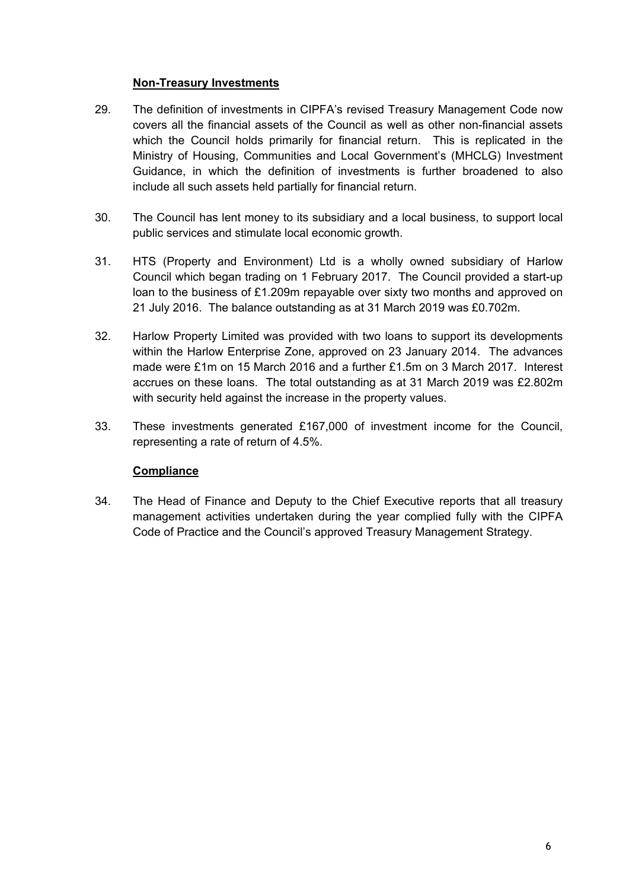**Non-Treasury Investments**

29. The definition of investments in CIPFA's revised Treasury Management Code now covers all the financial assets of the Council as well as other non-financial assets which the Council holds primarily for financial return. This is replicated in the Ministry of Housing, Communities and Local Government's (MHCLG) Investment Guidance, in which the definition of investments is further broadened to also include all such assets held partially for financial return.

30. The Council has lent money to its subsidiary and a local business, to support local public services and stimulate local economic growth.

31. HTS (Property and Environment) Ltd is a wholly owned subsidiary of Harlow Council which began trading on 1 February 2017. The Council provided a start-up loan to the business of £1.209m repayable over sixty two months and approved on 21 July 2016. The balance outstanding as at 31 March 2019 was £0.702m.

32. Harlow Property Limited was provided with two loans to support its developments within the Harlow Enterprise Zone, approved on 23 January 2014. The advances made were £1m on 15 March 2016 and a further £1.5m on 3 March 2017. Interest accrues on these loans. The total outstanding as at 31 March 2019 was £2.802m with security held against the increase in the property values.

33. These investments generated £167,000 of investment income for the Council, representing a rate of return of 4.5%.

**Compliance**

34. The Head of Finance and Deputy to the Chief Executive reports that all treasury management activities undertaken during the year complied fully with the CIPFA Code of Practice and the Council's approved Treasury Management Strategy.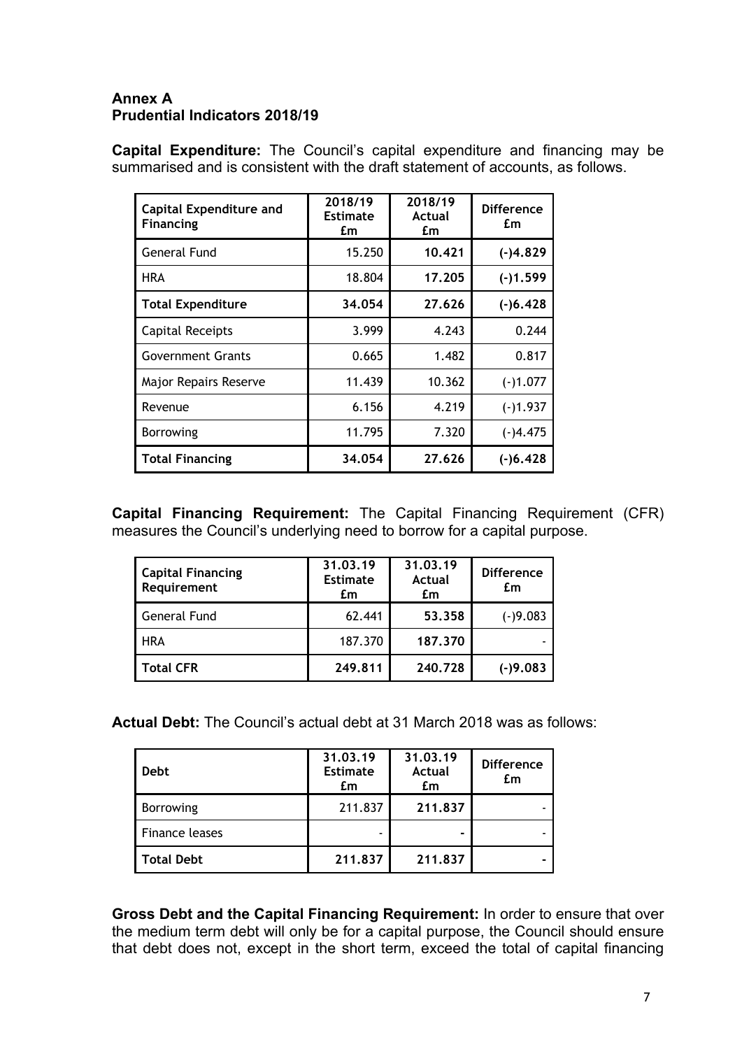**Annex A**
**Prudential Indicators 2018/19**

**Capital Expenditure:** The Council's capital expenditure and financing may be summarised and is consistent with the draft statement of accounts, as follows.

| Capital Expenditure and Financing | 2018/19 Estimate £m | 2018/19 Actual £m | Difference £m |
|---|---|---|---|
| General Fund | 15.250 | **10.421** | **(-)4.829** |
| HRA | 18.804 | **17.205** | **(-)1.599** |
| **Total Expenditure** | **34.054** | **27.626** | **(-)6.428** |
| Capital Receipts | 3.999 | 4.243 | 0.244 |
| Government Grants | 0.665 | 1.482 | 0.817 |
| Major Repairs Reserve | 11.439 | 10.362 | (-)1.077 |
| Revenue | 6.156 | 4.219 | (-)1.937 |
| Borrowing | 11.795 | 7.320 | (-)4.475 |
| **Total Financing** | **34.054** | **27.626** | **(-)6.428** |

**Capital Financing Requirement:** The Capital Financing Requirement (CFR) measures the Council's underlying need to borrow for a capital purpose.

| Capital Financing Requirement | 31.03.19 Estimate £m | 31.03.19 Actual £m | Difference £m |
|---|---|---|---|
| General Fund | 62.441 | **53.358** | (-)9.083 |
| HRA | 187.370 | **187.370** | - |
| **Total CFR** | **249.811** | **240.728** | **(-)9.083** |

**Actual Debt:** The Council's actual debt at 31 March 2018 was as follows:

| Debt | 31.03.19 Estimate £m | 31.03.19 Actual £m | Difference £m |
|---|---|---|---|
| Borrowing | 211.837 | **211.837** | - |
| Finance leases | - | **-** | - |
| **Total Debt** | **211.837** | **211.837** | **-** |

**Gross Debt and the Capital Financing Requirement:** In order to ensure that over the medium term debt will only be for a capital purpose, the Council should ensure that debt does not, except in the short term, exceed the total of capital financing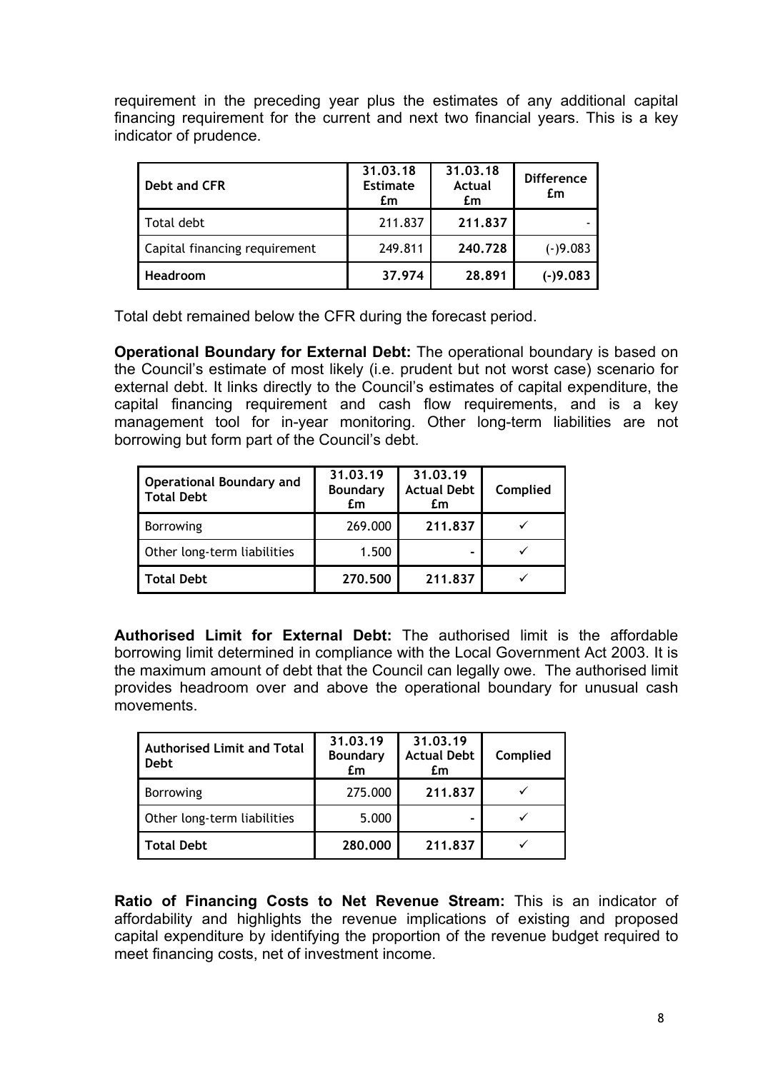requirement in the preceding year plus the estimates of any additional capital financing requirement for the current and next two financial years. This is a key indicator of prudence.

| Debt and CFR | 31.03.18 Estimate £m | 31.03.18 Actual £m | Difference £m |
|---|---|---|---|
| Total debt | 211.837 | **211.837** | - |
| Capital financing requirement | 249.811 | **240.728** | (-)9.083 |
| **Headroom** | **37.974** | **28.891** | **(-)9.083** |

Total debt remained below the CFR during the forecast period.

**Operational Boundary for External Debt:** The operational boundary is based on the Council's estimate of most likely (i.e. prudent but not worst case) scenario for external debt. It links directly to the Council's estimates of capital expenditure, the capital financing requirement and cash flow requirements, and is a key management tool for in-year monitoring. Other long-term liabilities are not borrowing but form part of the Council's debt.

| Operational Boundary and Total Debt | 31.03.19 Boundary £m | 31.03.19 Actual Debt £m | Complied |
|---|---|---|---|
| Borrowing | 269.000 | **211.837** | ✓ |
| Other long-term liabilities | 1.500 | **-** | ✓ |
| **Total Debt** | **270.500** | **211.837** | ✓ |

**Authorised Limit for External Debt:** The authorised limit is the affordable borrowing limit determined in compliance with the Local Government Act 2003. It is the maximum amount of debt that the Council can legally owe. The authorised limit provides headroom over and above the operational boundary for unusual cash movements.

| Authorised Limit and Total Debt | 31.03.19 Boundary £m | 31.03.19 Actual Debt £m | Complied |
|---|---|---|---|
| Borrowing | 275.000 | **211.837** | ✓ |
| Other long-term liabilities | 5.000 | **-** | ✓ |
| **Total Debt** | **280.000** | **211.837** | ✓ |

**Ratio of Financing Costs to Net Revenue Stream:** This is an indicator of affordability and highlights the revenue implications of existing and proposed capital expenditure by identifying the proportion of the revenue budget required to meet financing costs, net of investment income.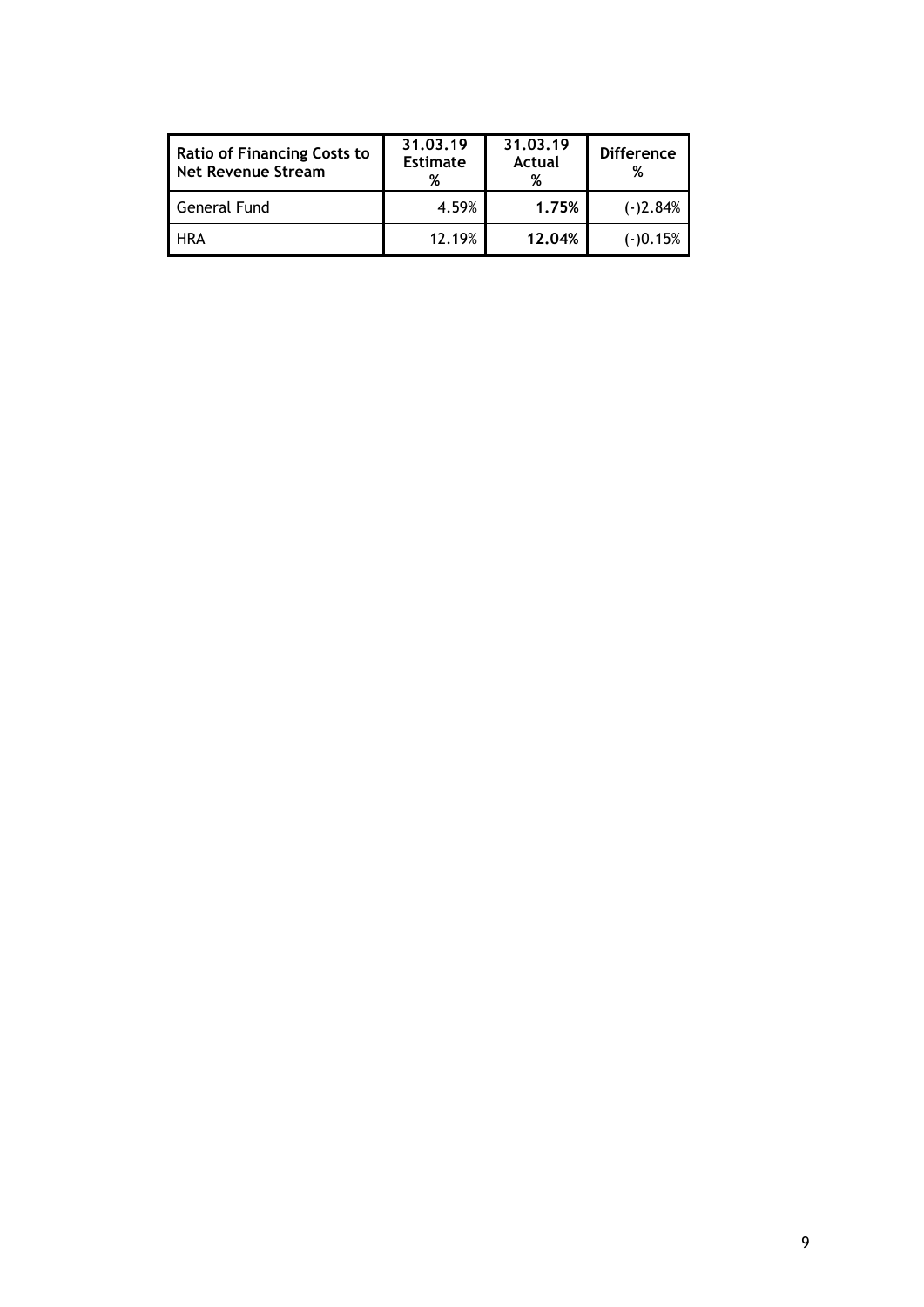| Ratio of Financing Costs to Net Revenue Stream | 31.03.19 Estimate % | 31.03.19 Actual % | Difference % |
|---|---|---|---|
| General Fund | 4.59% | **1.75%** | (-)2.84% |
| HRA | 12.19% | **12.04%** | (-)0.15% |